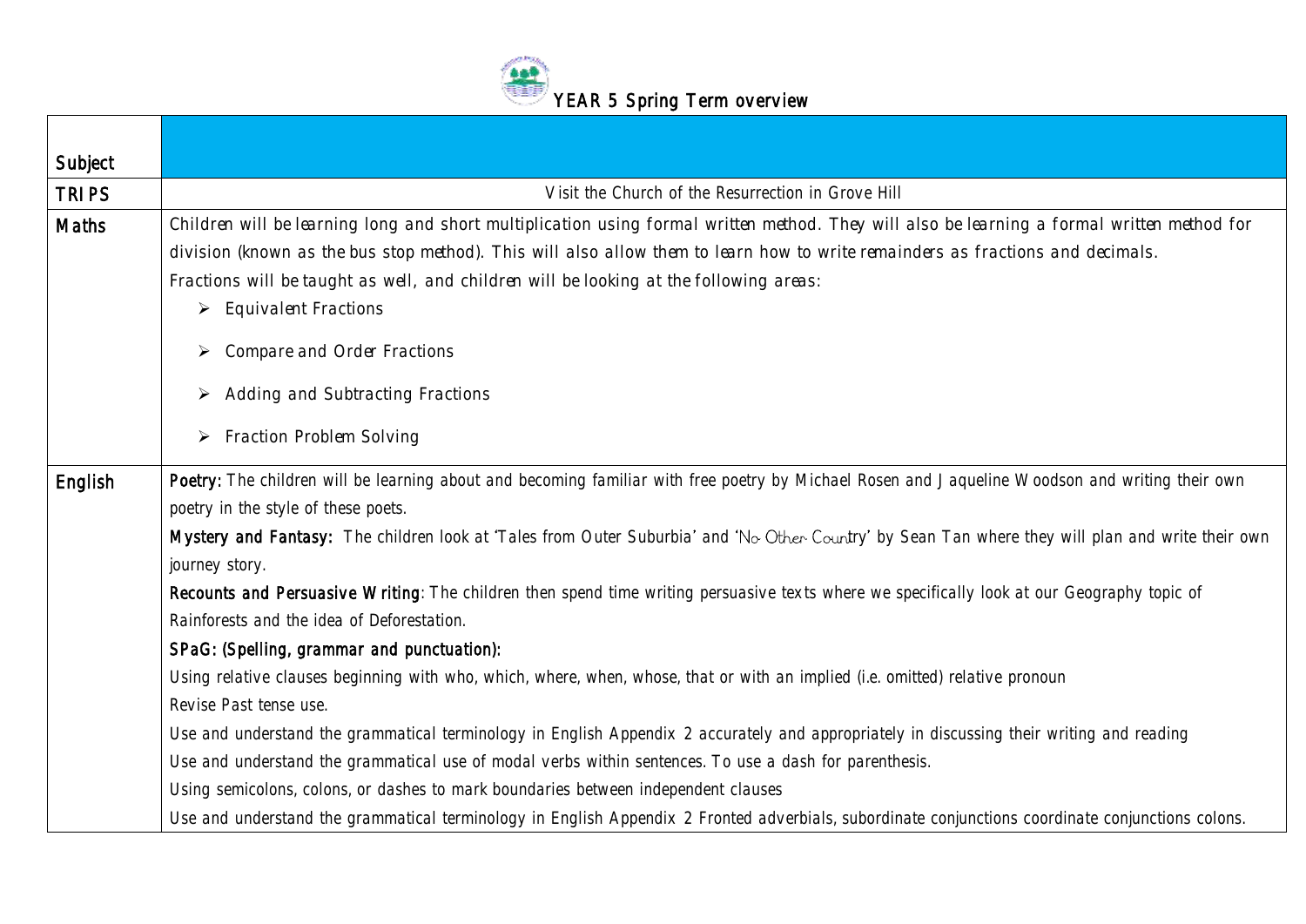# YEAR 5 Spring Term overview

| Subject | |
|---|---|
| TRIPS | Visit the Church of the Resurrection in Grove Hill |
| Maths | Children will be learning long and short multiplication using formal written method. They will also be learning a formal written method for division (known as the bus stop method). This will also allow them to learn how to write remainders as fractions and decimals.<br>Fractions will be taught as well, and children will be looking at the following areas:<br>➢ Equivalent Fractions<br>➢ Compare and Order Fractions<br>➢ Adding and Subtracting Fractions<br>➢ Fraction Problem Solving |
| English | **Poetry:** The children will be learning about and becoming familiar with free poetry by Michael Rosen and Jaqueline Woodson and writing their own poetry in the style of these poets.<br>**Mystery and Fantasy:** The children look at 'Tales from Outer Suburbia' and 'No Other Country' by Sean Tan where they will plan and write their own journey story.<br>**Recounts and Persuasive Writing**: The children then spend time writing persuasive texts where we specifically look at our Geography topic of Rainforests and the idea of Deforestation.<br>**SPaG: (Spelling, grammar and punctuation):**<br>Using relative clauses beginning with who, which, where, when, whose, that or with an implied (i.e. omitted) relative pronoun<br>Revise Past tense use.<br>Use and understand the grammatical terminology in English Appendix 2 accurately and appropriately in discussing their writing and reading<br>Use and understand the grammatical use of modal verbs within sentences. To use a dash for parenthesis.<br>Using semicolons, colons, or dashes to mark boundaries between independent clauses<br>Use and understand the grammatical terminology in English Appendix 2 Fronted adverbials, subordinate conjunctions coordinate conjunctions colons. |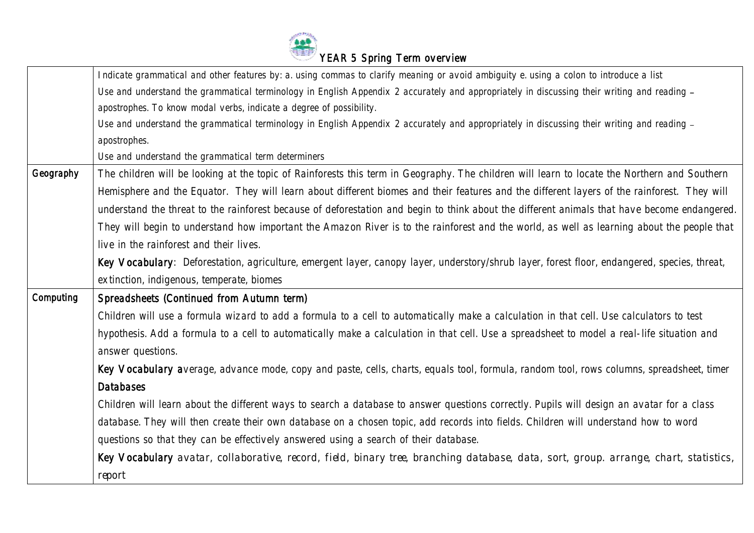# YEAR 5 Spring Term overview

| | |
|---|---|
| | Indicate grammatical and other features by: a. using commas to clarify meaning or avoid ambiguity e. using a colon to introduce a list<br>Use and understand the grammatical terminology in English Appendix 2 accurately and appropriately in discussing their writing and reading – apostrophes. To know modal verbs, indicate a degree of possibility.<br>Use and understand the grammatical terminology in English Appendix 2 accurately and appropriately in discussing their writing and reading – apostrophes.<br>Use and understand the grammatical term determiners |
| Geography | The children will be looking at the topic of Rainforests this term in Geography. The children will learn to locate the Northern and Southern Hemisphere and the Equator. They will learn about different biomes and their features and the different layers of the rainforest. They will understand the threat to the rainforest because of deforestation and begin to think about the different animals that have become endangered. They will begin to understand how important the Amazon River is to the rainforest and the world, as well as learning about the people that live in the rainforest and their lives.<br>**Key Vocabulary**: Deforestation, agriculture, emergent layer, canopy layer, understory/shrub layer, forest floor, endangered, species, threat, extinction, indigenous, temperate, biomes |
| Computing | **Spreadsheets (Continued from Autumn term)**<br>Children will use a formula wizard to add a formula to a cell to automatically make a calculation in that cell. Use calculators to test hypothesis. Add a formula to a cell to automatically make a calculation in that cell. Use a spreadsheet to model a real-life situation and answer questions.<br>**Key Vocabulary a**verage, advance mode, copy and paste, cells, charts, equals tool, formula, random tool, rows columns, spreadsheet, timer<br>**Databases**<br>Children will learn about the different ways to search a database to answer questions correctly. Pupils will design an avatar for a class database. They will then create their own database on a chosen topic, add records into fields. Children will understand how to word questions so that they can be effectively answered using a search of their database.<br>**Key Vocabulary** avatar, collaborative, record, field, binary tree, branching database, data, sort, group. arrange, chart, statistics, report |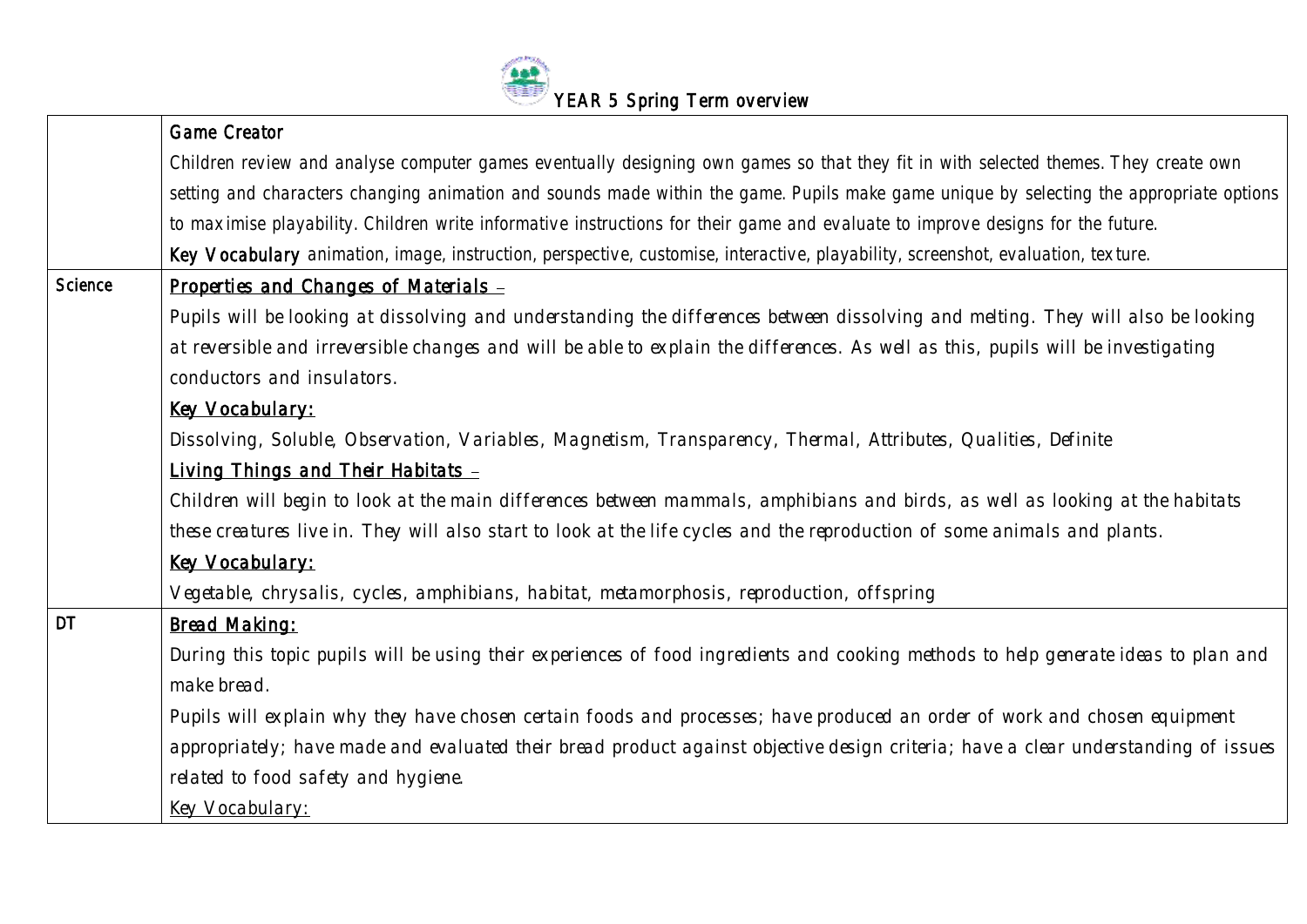## YEAR 5 Spring Term overview

| | |
|---|---|
| | **Game Creator**<br>Children review and analyse computer games eventually designing own games so that they fit in with selected themes. They create own setting and characters changing animation and sounds made within the game. Pupils make game unique by selecting the appropriate options to maximise playability. Children write informative instructions for their game and evaluate to improve designs for the future.<br>**Key Vocabulary** animation, image, instruction, perspective, customise, interactive, playability, screenshot, evaluation, texture. |
| Science | **Properties and Changes of Materials –**<br>Pupils will be looking at dissolving and understanding the differences between dissolving and melting. They will also be looking at reversible and irreversible changes and will be able to explain the differences. As well as this, pupils will be investigating conductors and insulators.<br>**Key Vocabulary:**<br>Dissolving, Soluble, Observation, Variables, Magnetism, Transparency, Thermal, Attributes, Qualities, Definite<br>**Living Things and Their Habitats –**<br>Children will begin to look at the main differences between mammals, amphibians and birds, as well as looking at the habitats these creatures live in. They will also start to look at the life cycles and the reproduction of some animals and plants.<br>**Key Vocabulary:**<br>Vegetable, chrysalis, cycles, amphibians, habitat, metamorphosis, reproduction, offspring |
| DT | **Bread Making:**<br>During this topic pupils will be using their experiences of food ingredients and cooking methods to help generate ideas to plan and make bread.<br>Pupils will explain why they have chosen certain foods and processes; have produced an order of work and chosen equipment appropriately; have made and evaluated their bread product against objective design criteria; have a clear understanding of issues related to food safety and hygiene.<br>Key Vocabulary: |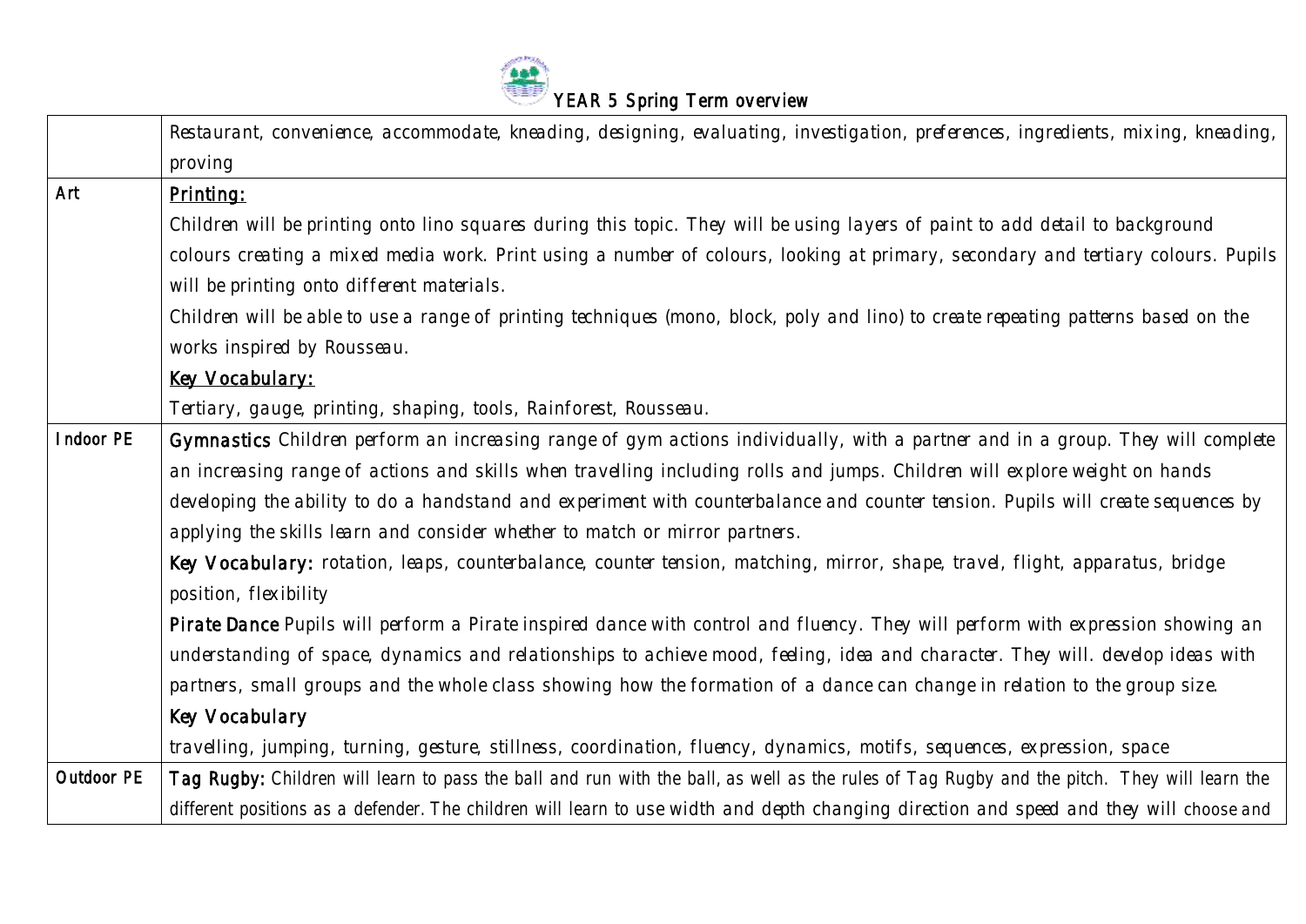# YEAR 5 Spring Term overview

| | |
|---|---|
| | Restaurant, convenience, accommodate, kneading, designing, evaluating, investigation, preferences, ingredients, mixing, kneading, proving |
| Art | <u>Printing:</u><br>Children will be printing onto lino squares during this topic. They will be using layers of paint to add detail to background colours creating a mixed media work. Print using a number of colours, looking at primary, secondary and tertiary colours. Pupils will be printing onto different materials.<br>Children will be able to use a range of printing techniques (mono, block, poly and lino) to create repeating patterns based on the works inspired by Rousseau.<br><u>Key Vocabulary:</u><br>Tertiary, gauge, printing, shaping, tools, Rainforest, Rousseau. |
| Indoor PE | **Gymnastics** Children perform an increasing range of gym actions individually, with a partner and in a group. They will complete an increasing range of actions and skills when travelling including rolls and jumps. Children will explore weight on hands developing the ability to do a handstand and experiment with counterbalance and counter tension. Pupils will create sequences by applying the skills learn and consider whether to match or mirror partners.<br>**Key Vocabulary:** rotation, leaps, counterbalance, counter tension, matching, mirror, shape, travel, flight, apparatus, bridge position, flexibility<br>**Pirate Dance** Pupils will perform a Pirate inspired dance with control and fluency. They will perform with expression showing an understanding of space, dynamics and relationships to achieve mood, feeling, idea and character. They will. develop ideas with partners, small groups and the whole class showing how the formation of a dance can change in relation to the group size.<br>**Key Vocabulary**<br>travelling, jumping, turning, gesture, stillness, coordination, fluency, dynamics, motifs, sequences, expression, space |
| Outdoor PE | **Tag Rugby:** Children will learn to pass the ball and run with the ball, as well as the rules of Tag Rugby and the pitch. They will learn the different positions as a defender. The children will learn to use width and depth changing direction and speed and they will choose and |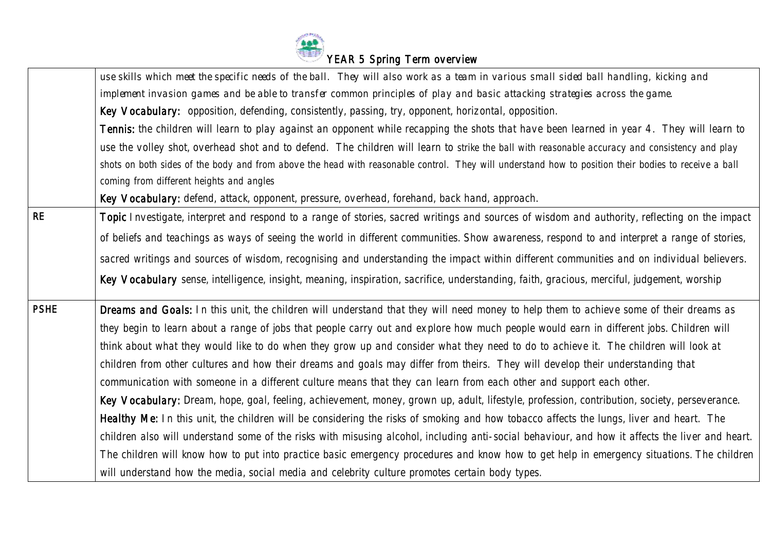# YEAR 5 Spring Term overview

| | |
|---|---|
| | use skills which meet the specific needs of the ball. They will also work as a team in various small sided ball handling, kicking and implement invasion games and be able to transfer common principles of play and basic attacking strategies across the game.<br>**Key Vocabulary:** opposition, defending, consistently, passing, try, opponent, horizontal, opposition.<br>**Tennis:** the children will learn to play against an opponent while recapping the shots that have been learned in year 4. They will learn to use the volley shot, overhead shot and to defend. The children will learn to strike the ball with reasonable accuracy and consistency and play shots on both sides of the body and from above the head with reasonable control. They will understand how to position their bodies to receive a ball coming from different heights and angles<br>**Key Vocabulary:** defend, attack, opponent, pressure, overhead, forehand, back hand, approach. |
| RE | **Topic** Investigate, interpret and respond to a range of stories, sacred writings and sources of wisdom and authority, reflecting on the impact of beliefs and teachings as ways of seeing the world in different communities. Show awareness, respond to and interpret a range of stories, sacred writings and sources of wisdom, recognising and understanding the impact within different communities and on individual believers.<br>**Key Vocabulary** sense, intelligence, insight, meaning, inspiration, sacrifice, understanding, faith, gracious, merciful, judgement, worship |
| PSHE | **Dreams and Goals:** In this unit, the children will understand that they will need money to help them to achieve some of their dreams as they begin to learn about a range of jobs that people carry out and explore how much people would earn in different jobs. Children will think about what they would like to do when they grow up and consider what they need to do to achieve it. The children will look at children from other cultures and how their dreams and goals may differ from theirs. They will develop their understanding that communication with someone in a different culture means that they can learn from each other and support each other.<br>**Key Vocabulary:** Dream, hope, goal, feeling, achievement, money, grown up, adult, lifestyle, profession, contribution, society, perseverance.<br>**Healthy Me:** In this unit, the children will be considering the risks of smoking and how tobacco affects the lungs, liver and heart. The children also will understand some of the risks with misusing alcohol, including anti-social behaviour, and how it affects the liver and heart. The children will know how to put into practice basic emergency procedures and know how to get help in emergency situations. The children will understand how the media, social media and celebrity culture promotes certain body types. |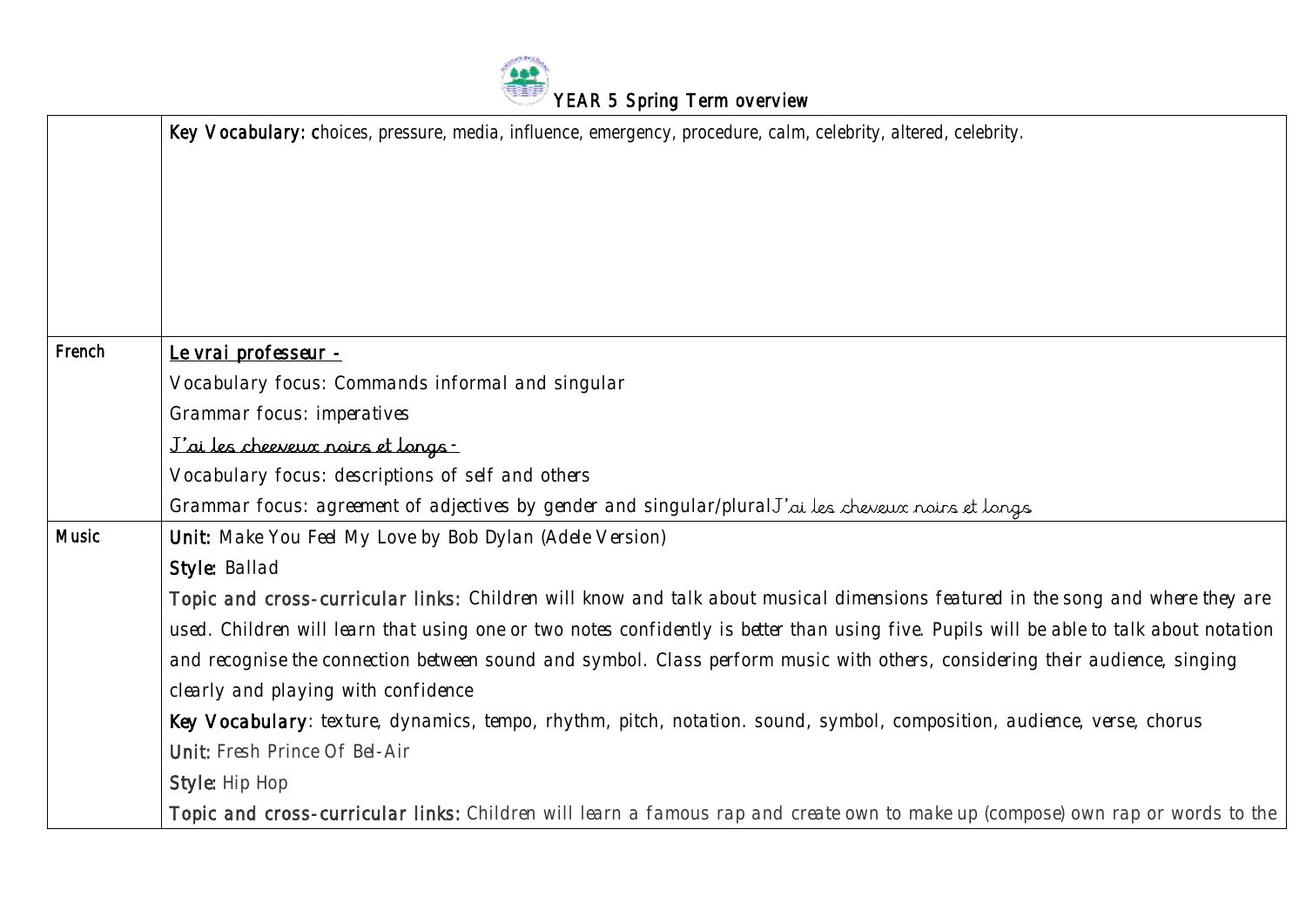## YEAR 5 Spring Term overview

| | |
|---|---|
| | **Key Vocabulary: c**hoices, pressure, media, influence, emergency, procedure, calm, celebrity, altered, celebrity. |
| French | <u>Le vrai professeur -</u><br>Vocabulary focus: Commands informal and singular<br>Grammar focus: imperatives<br><u>J'ai les cheeveux noirs et longs -</u><br>Vocabulary focus: descriptions of self and others<br>Grammar focus: agreement of adjectives by gender and singular/pluralJ'ai les cheveux noirs et longs |
| Music | **Unit:** Make You Feel My Love by Bob Dylan (Adele Version)<br>**Style:** Ballad<br>**Topic and cross-curricular links:** Children will know and talk about musical dimensions featured in the song and where they are used. Children will learn that using one or two notes confidently is better than using five. Pupils will be able to talk about notation and recognise the connection between sound and symbol. Class perform music with others, considering their audience, singing clearly and playing with confidence<br>**Key Vocabulary**: texture, dynamics, tempo, rhythm, pitch, notation. sound, symbol, composition, audience, verse, chorus<br>**Unit:** Fresh Prince Of Bel-Air<br>**Style:** Hip Hop<br>**Topic and cross-curricular links:** Children will learn a famous rap and create own to make up (compose) own rap or words to the |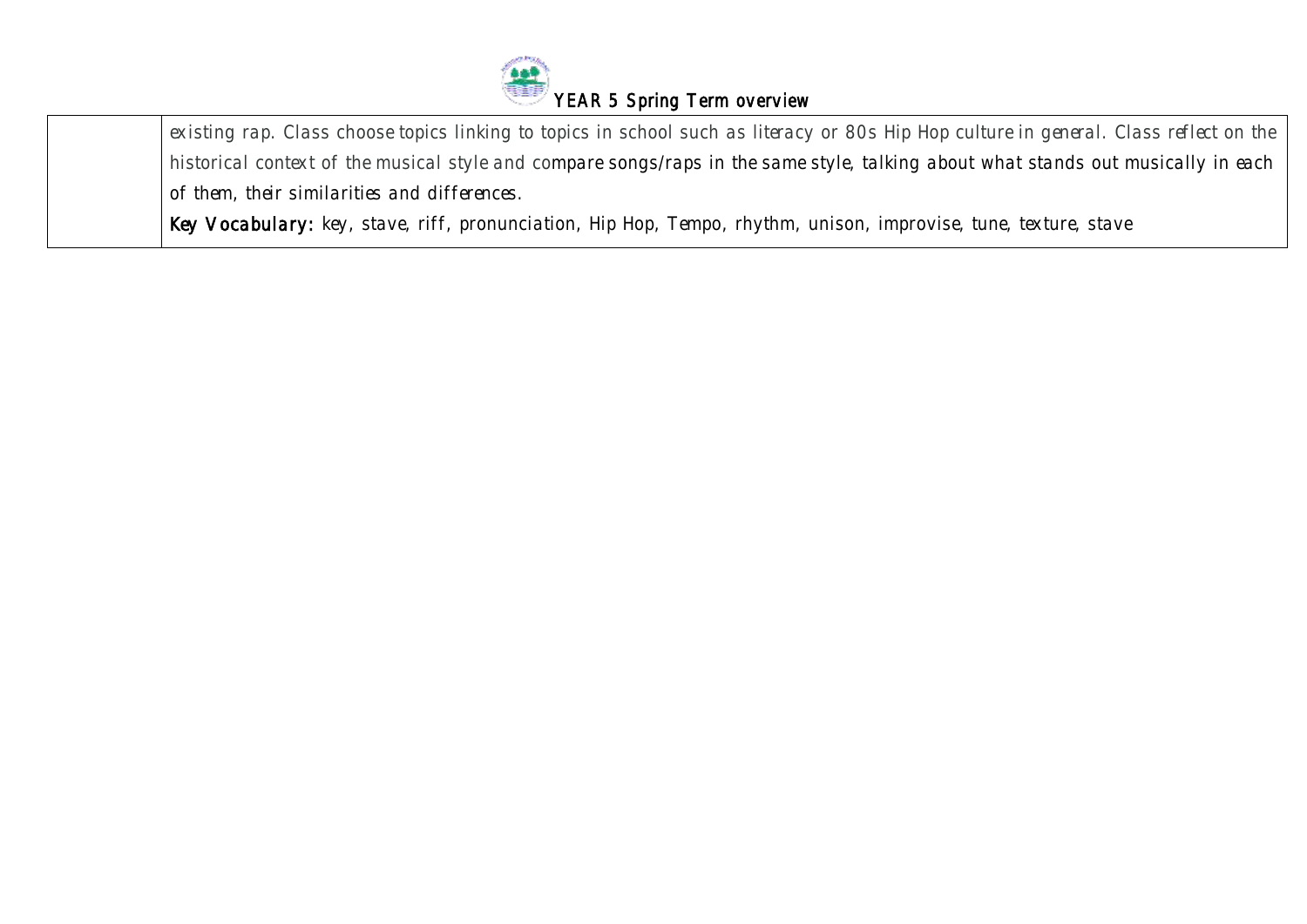| | |
|---|---|
| | existing rap. Class choose topics linking to topics in school such as literacy or 80s Hip Hop culture in general. Class reflect on the historical context of the musical style and compare songs/raps in the same style, talking about what stands out musically in each of them, their similarities and differences.<br>**Key Vocabulary:** key, stave, riff, pronunciation, Hip Hop, Tempo, rhythm, unison, improvise, tune, texture, stave |